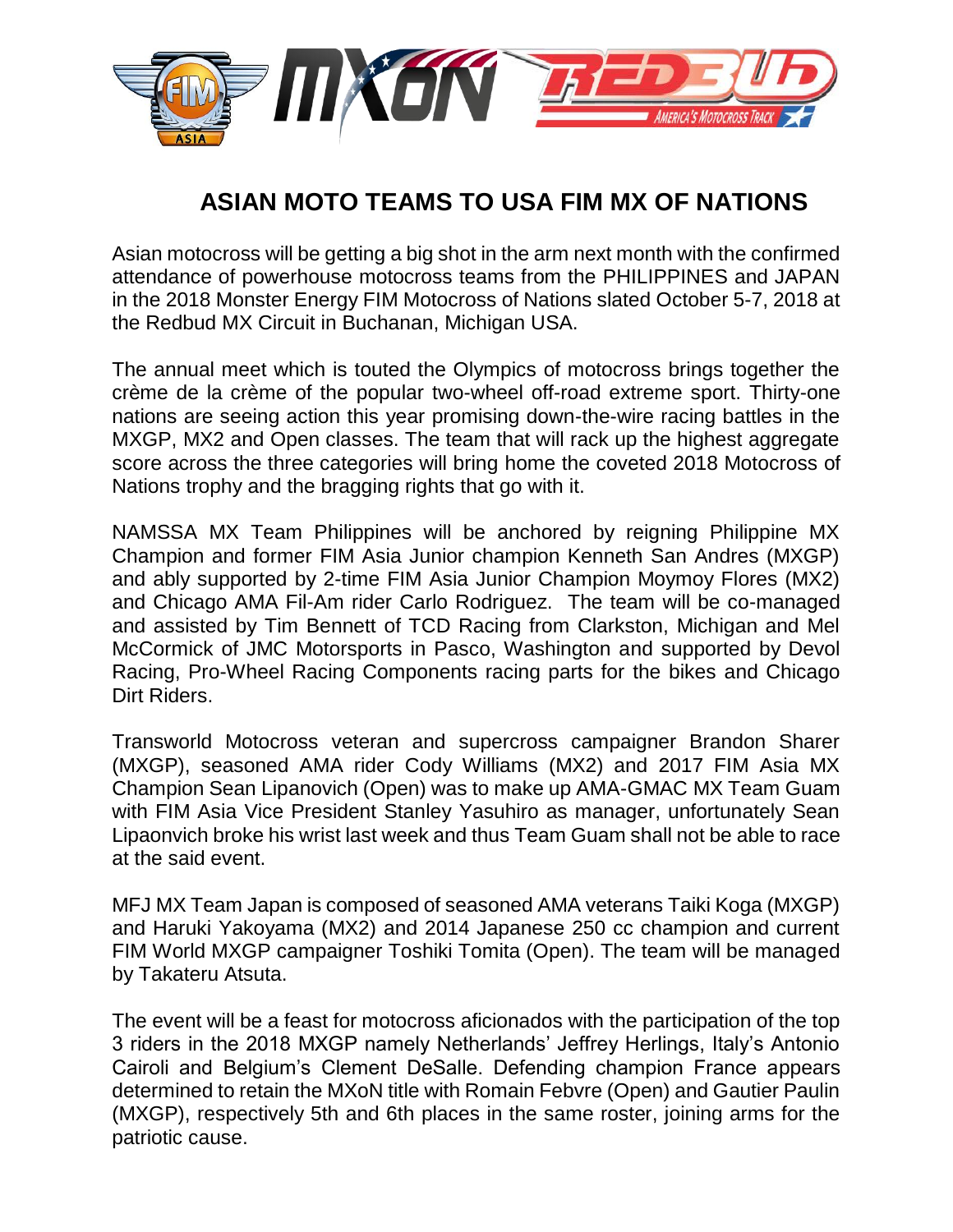# ASIAN MOTO TEAMS TO USA FIM MX OF NATIONS

Asian motocross will be getting a big shot in the arm next month with the confirmed attendance of powerhouse motocross teams from the PHILIPPINES and JAPAN in the 2018 Monster Energy FIM Motocross of Nations slated October 5-7, 2018 at the Redbud MX Circuit in Buchanan, Michigan USA.

The annual meet which is touted the Olympics of motocross brings together the crème de la crème of the popular two-wheel off-road extreme sport. Thirty-one nations are seeing action this year promising down-the-wire racing battles in the MXGP, MX2 and Open classes. The team that will rack up the highest aggregate score across the three categories will bring home the coveted 2018 Motocross of Nations trophy and the bragging rights that go with it.

NAMSSA MX Team Philippines will be anchored by reigning Philippine MX Champion and former FIM Asia Junior champion Kenneth San Andres (MXGP) and ably supported by 2-time FIM Asia Junior Champion Moymoy Flores (MX2) and Chicago AMA Fil-Am rider Carlo Rodriguez. The team will be co-managed and assisted by Tim Bennett of TCD Racing from Clarkston, Michigan and Mel McCormick of JMC Motorsports in Pasco, Washington and supported by Devol Racing, Pro-Wheel Racing Components racing parts for the bikes and Chicago Dirt Riders.

Transworld Motocross veteran and supercross campaigner Brandon Sharer (MXGP), seasoned AMA rider Cody Williams (MX2) and 2017 FIM Asia MX Champion Sean Lipanovich (Open) was to make up AMA-GMAC MX Team Guam with FIM Asia Vice President Stanley Yasuhiro as manager, unfortunately Sean Lipaonvich broke his wrist last week and thus Team Guam shall not be able to race at the said event.

MFJ MX Team Japan is composed of seasoned AMA veterans Taiki Koga (MXGP) and Haruki Yakoyama (MX2) and 2014 Japanese 250 cc champion and current FIM World MXGP campaigner Toshiki Tomita (Open). The team will be managed by Takateru Atsuta.

The event will be a feast for motocross aficionados with the participation of the top 3 riders in the 2018 MXGP namely Netherlands' Jeffrey Herlings, Italy's Antonio Cairoli and Belgium's Clement DeSalle. Defending champion France appears determined to retain the MXoN title with Romain Febvre (Open) and Gautier Paulin (MXGP), respectively 5th and 6th places in the same roster, joining arms for the patriotic cause.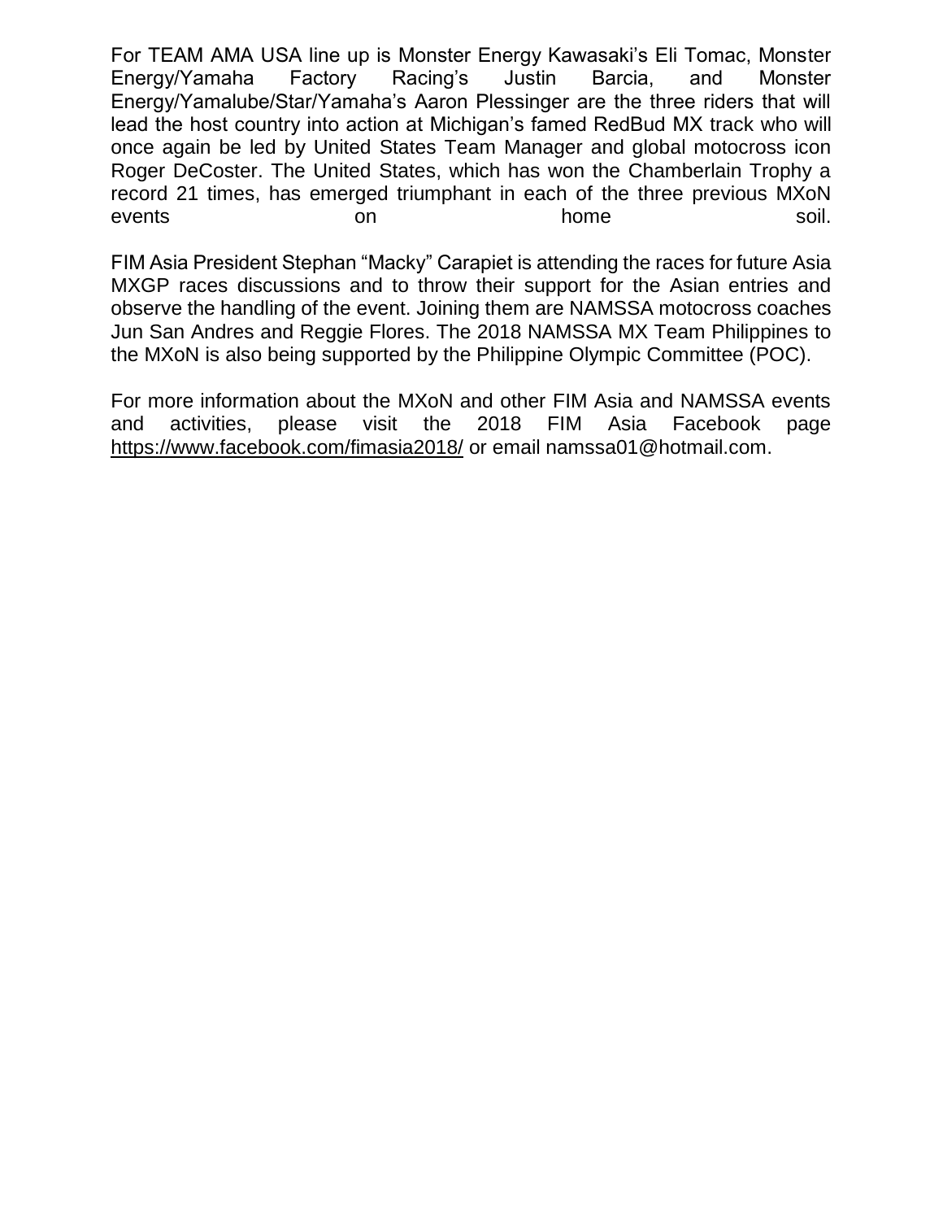For TEAM AMA USA line up is Monster Energy Kawasaki's Eli Tomac, Monster Energy/Yamaha Factory Racing's Justin Barcia, and Monster Energy/Yamalube/Star/Yamaha's Aaron Plessinger are the three riders that will lead the host country into action at Michigan's famed RedBud MX track who will once again be led by United States Team Manager and global motocross icon Roger DeCoster. The United States, which has won the Chamberlain Trophy a record 21 times, has emerged triumphant in each of the three previous MXoN events on home soil.

FIM Asia President Stephan "Macky" Carapiet is attending the races for future Asia MXGP races discussions and to throw their support for the Asian entries and observe the handling of the event. Joining them are NAMSSA motocross coaches Jun San Andres and Reggie Flores. The 2018 NAMSSA MX Team Philippines to the MXoN is also being supported by the Philippine Olympic Committee (POC).

For more information about the MXoN and other FIM Asia and NAMSSA events and activities, please visit the 2018 FIM Asia Facebook page https://www.facebook.com/fimasia2018/ or email namssa01@hotmail.com.